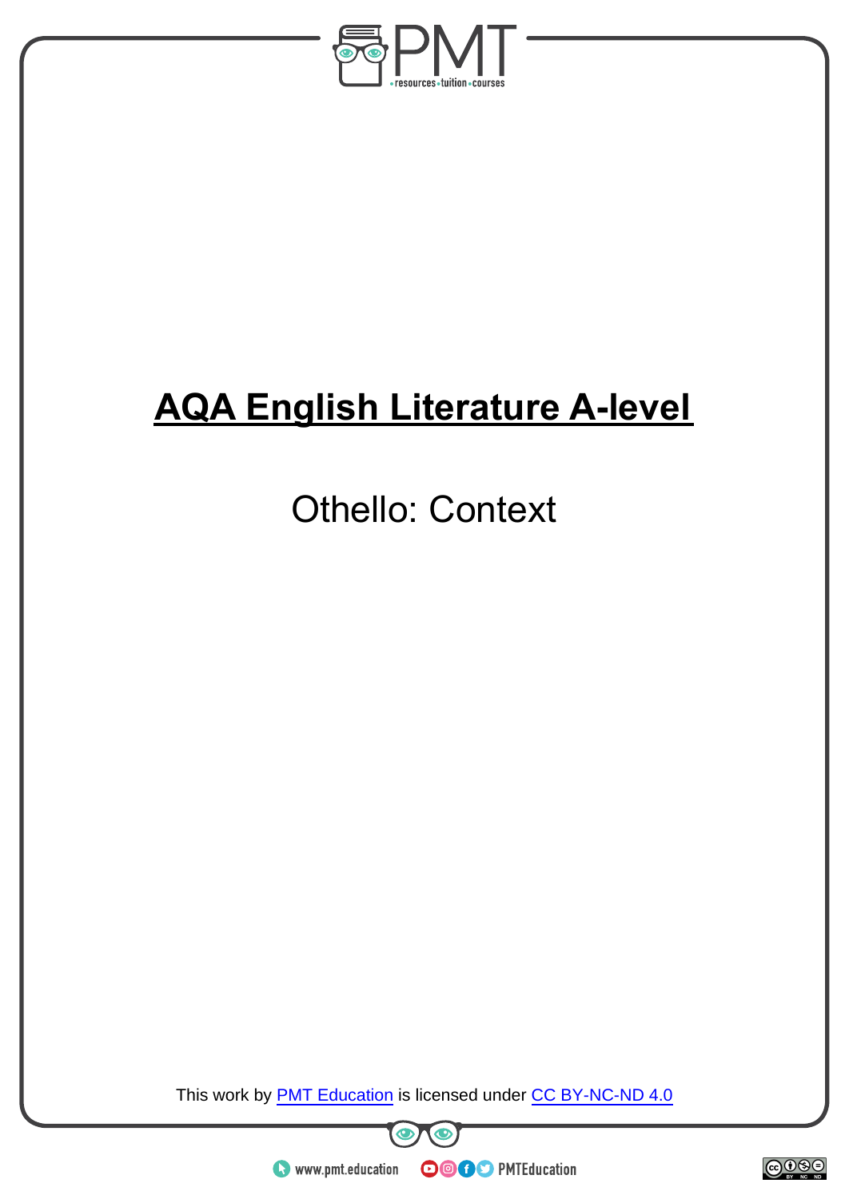# AQA English Literature A-level

Othello: Context

This work by PMT Education is licensed under CC BY-NC-ND 4.0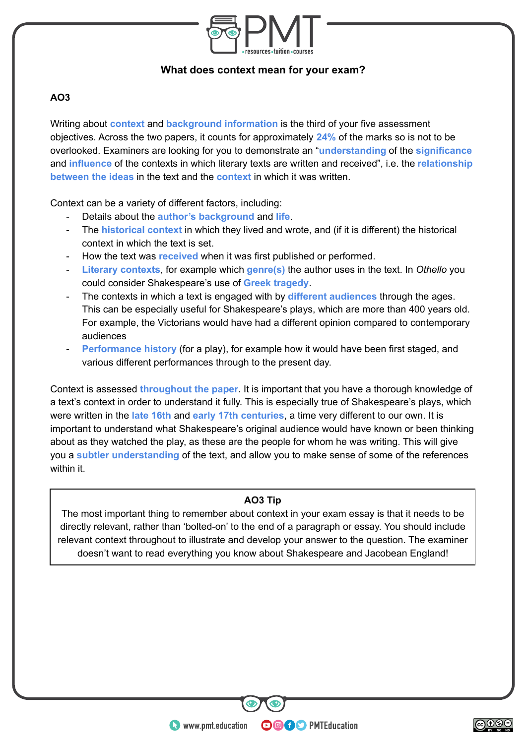## What does context mean for your exam?

### AO3

Writing about **context** and **background information** is the third of your five assessment objectives. Across the two papers, it counts for approximately **24%** of the marks so is not to be overlooked. Examiners are looking for you to demonstrate an "**understanding** of the **significance** and **influence** of the contexts in which literary texts are written and received", i.e. the **relationship between the ideas** in the text and the **context** in which it was written.

Context can be a variety of different factors, including:

- Details about the **author's background** and **life**.
- The **historical context** in which they lived and wrote, and (if it is different) the historical context in which the text is set.
- How the text was **received** when it was first published or performed.
- **Literary contexts**, for example which **genre(s)** the author uses in the text. In *Othello* you could consider Shakespeare's use of **Greek tragedy**.
- The contexts in which a text is engaged with by **different audiences** through the ages. This can be especially useful for Shakespeare's plays, which are more than 400 years old. For example, the Victorians would have had a different opinion compared to contemporary audiences
- **Performance history** (for a play), for example how it would have been first staged, and various different performances through to the present day.

Context is assessed **throughout the paper**. It is important that you have a thorough knowledge of a text's context in order to understand it fully. This is especially true of Shakespeare's plays, which were written in the **late 16th** and **early 17th centuries**, a time very different to our own. It is important to understand what Shakespeare's original audience would have known or been thinking about as they watched the play, as these are the people for whom he was writing. This will give you a **subtler understanding** of the text, and allow you to make sense of some of the references within it.

> **AO3 Tip**
>
> The most important thing to remember about context in your exam essay is that it needs to be directly relevant, rather than 'bolted-on' to the end of a paragraph or essay. You should include relevant context throughout to illustrate and develop your answer to the question. The examiner doesn't want to read everything you know about Shakespeare and Jacobean England!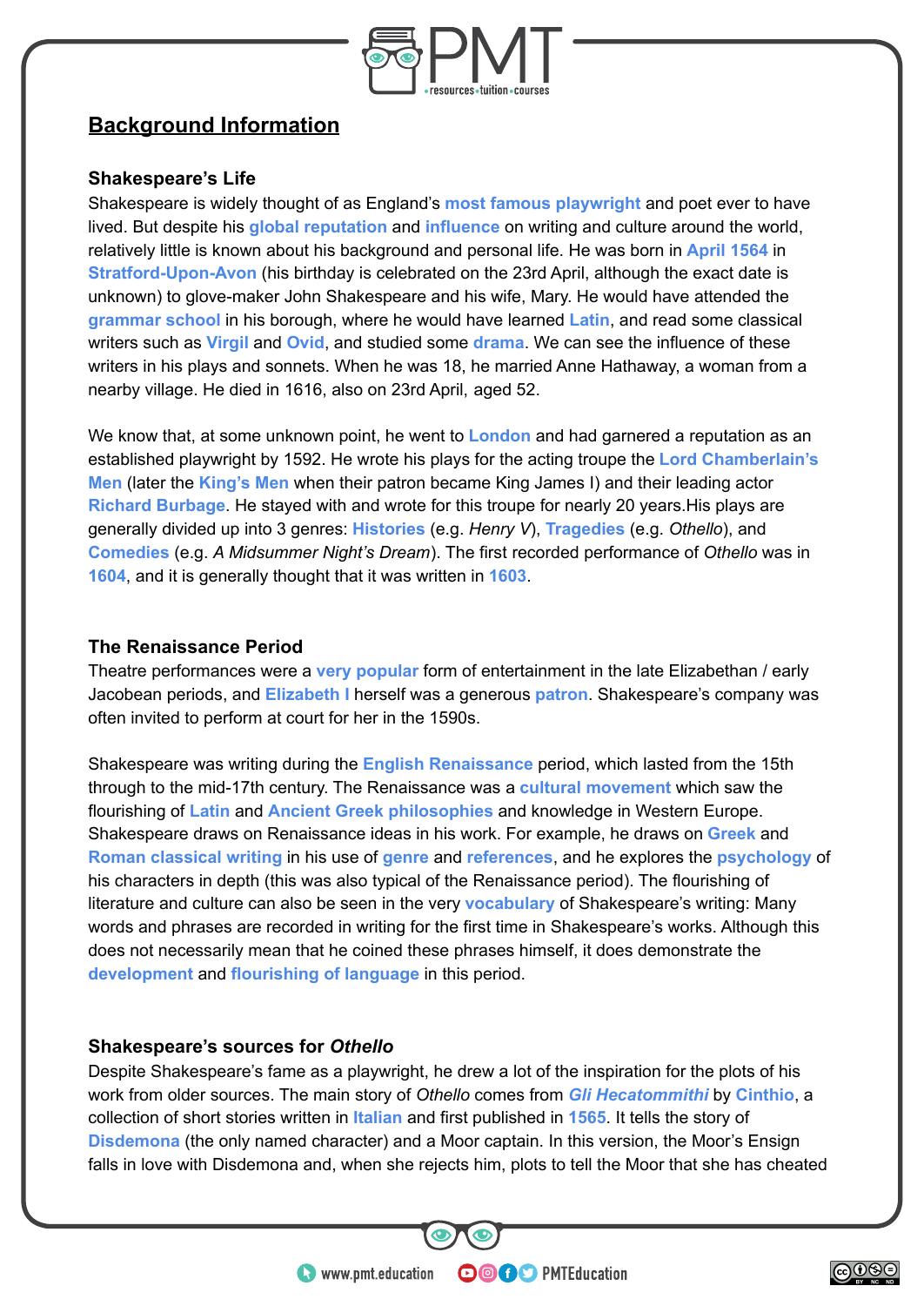## Background Information

### Shakespeare's Life

Shakespeare is widely thought of as England's **most famous playwright** and poet ever to have lived. But despite his **global reputation** and **influence** on writing and culture around the world, relatively little is known about his background and personal life. He was born in **April 1564** in **Stratford-Upon-Avon** (his birthday is celebrated on the 23rd April, although the exact date is unknown) to glove-maker John Shakespeare and his wife, Mary. He would have attended the **grammar school** in his borough, where he would have learned **Latin**, and read some classical writers such as **Virgil** and **Ovid**, and studied some **drama**. We can see the influence of these writers in his plays and sonnets. When he was 18, he married Anne Hathaway, a woman from a nearby village. He died in 1616, also on 23rd April, aged 52.

We know that, at some unknown point, he went to **London** and had garnered a reputation as an established playwright by 1592. He wrote his plays for the acting troupe the **Lord Chamberlain's Men** (later the **King's Men** when their patron became King James I) and their leading actor **Richard Burbage**. He stayed with and wrote for this troupe for nearly 20 years.His plays are generally divided up into 3 genres: **Histories** (e.g. *Henry V*), **Tragedies** (e.g. *Othello*), and **Comedies** (e.g. *A Midsummer Night's Dream*). The first recorded performance of *Othello* was in **1604**, and it is generally thought that it was written in **1603**.

### The Renaissance Period

Theatre performances were a **very popular** form of entertainment in the late Elizabethan / early Jacobean periods, and **Elizabeth I** herself was a generous **patron**. Shakespeare's company was often invited to perform at court for her in the 1590s.

Shakespeare was writing during the **English Renaissance** period, which lasted from the 15th through to the mid-17th century. The Renaissance was a **cultural movement** which saw the flourishing of **Latin** and **Ancient Greek philosophies** and knowledge in Western Europe. Shakespeare draws on Renaissance ideas in his work. For example, he draws on **Greek** and **Roman classical writing** in his use of **genre** and **references**, and he explores the **psychology** of his characters in depth (this was also typical of the Renaissance period). The flourishing of literature and culture can also be seen in the very **vocabulary** of Shakespeare's writing: Many words and phrases are recorded in writing for the first time in Shakespeare's works. Although this does not necessarily mean that he coined these phrases himself, it does demonstrate the **development** and **flourishing of language** in this period.

### Shakespeare's sources for *Othello*

Despite Shakespeare's fame as a playwright, he drew a lot of the inspiration for the plots of his work from older sources. The main story of *Othello* comes from ***Gli Hecatommithi*** by **Cinthio**, a collection of short stories written in **Italian** and first published in **1565**. It tells the story of **Disdemona** (the only named character) and a Moor captain. In this version, the Moor's Ensign falls in love with Disdemona and, when she rejects him, plots to tell the Moor that she has cheated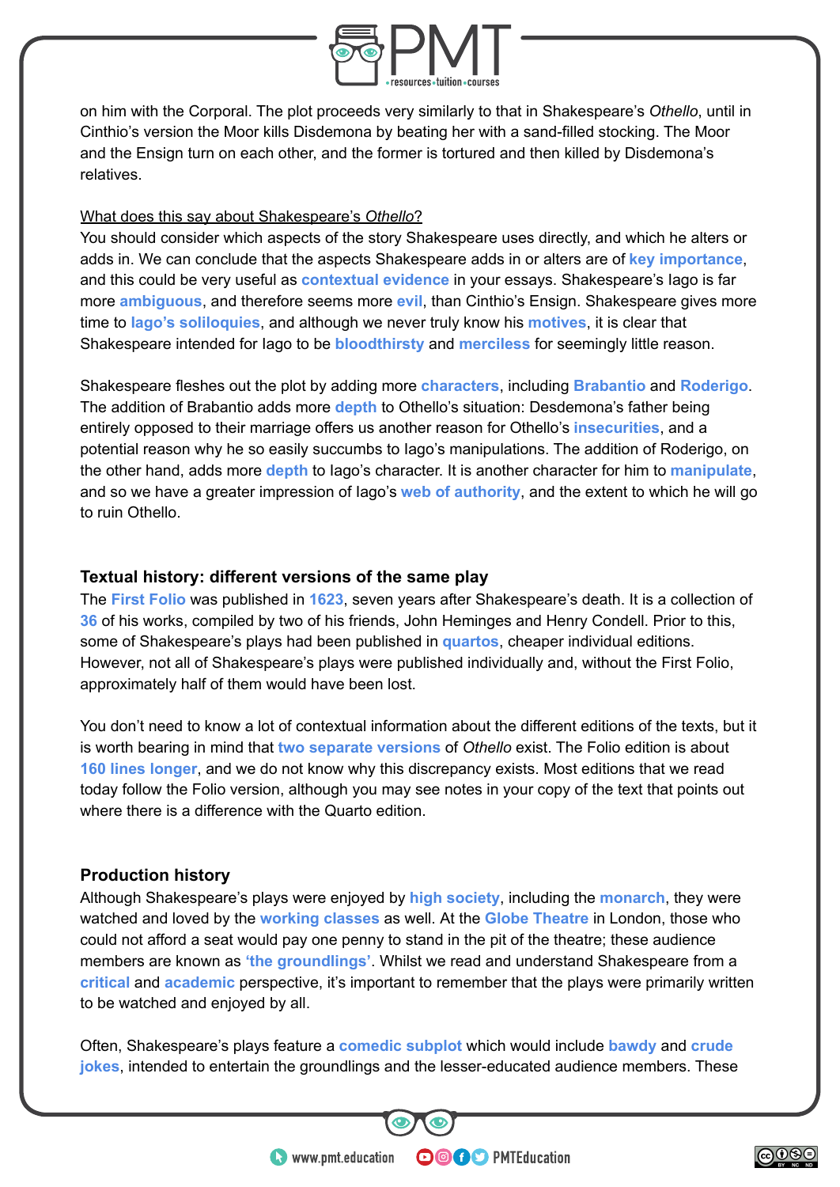on him with the Corporal. The plot proceeds very similarly to that in Shakespeare's *Othello*, until in Cinthio's version the Moor kills Disdemona by beating her with a sand-filled stocking. The Moor and the Ensign turn on each other, and the former is tortured and then killed by Disdemona's relatives.

What does this say about Shakespeare's *Othello*?

You should consider which aspects of the story Shakespeare uses directly, and which he alters or adds in. We can conclude that the aspects Shakespeare adds in or alters are of **key importance**, and this could be very useful as **contextual evidence** in your essays. Shakespeare's Iago is far more **ambiguous**, and therefore seems more **evil**, than Cinthio's Ensign. Shakespeare gives more time to **Iago's soliloquies**, and although we never truly know his **motives**, it is clear that Shakespeare intended for Iago to be **bloodthirsty** and **merciless** for seemingly little reason.

Shakespeare fleshes out the plot by adding more **characters**, including **Brabantio** and **Roderigo**. The addition of Brabantio adds more **depth** to Othello's situation: Desdemona's father being entirely opposed to their marriage offers us another reason for Othello's **insecurities**, and a potential reason why he so easily succumbs to Iago's manipulations. The addition of Roderigo, on the other hand, adds more **depth** to Iago's character. It is another character for him to **manipulate**, and so we have a greater impression of Iago's **web of authority**, and the extent to which he will go to ruin Othello.

## Textual history: different versions of the same play

The **First Folio** was published in **1623**, seven years after Shakespeare's death. It is a collection of **36** of his works, compiled by two of his friends, John Heminges and Henry Condell. Prior to this, some of Shakespeare's plays had been published in **quartos**, cheaper individual editions. However, not all of Shakespeare's plays were published individually and, without the First Folio, approximately half of them would have been lost.

You don't need to know a lot of contextual information about the different editions of the texts, but it is worth bearing in mind that **two separate versions** of *Othello* exist. The Folio edition is about **160 lines longer**, and we do not know why this discrepancy exists. Most editions that we read today follow the Folio version, although you may see notes in your copy of the text that points out where there is a difference with the Quarto edition.

## Production history

Although Shakespeare's plays were enjoyed by **high society**, including the **monarch**, they were watched and loved by the **working classes** as well. At the **Globe Theatre** in London, those who could not afford a seat would pay one penny to stand in the pit of the theatre; these audience members are known as **'the groundlings'**. Whilst we read and understand Shakespeare from a **critical** and **academic** perspective, it's important to remember that the plays were primarily written to be watched and enjoyed by all.

Often, Shakespeare's plays feature a **comedic subplot** which would include **bawdy** and **crude jokes**, intended to entertain the groundlings and the lesser-educated audience members. These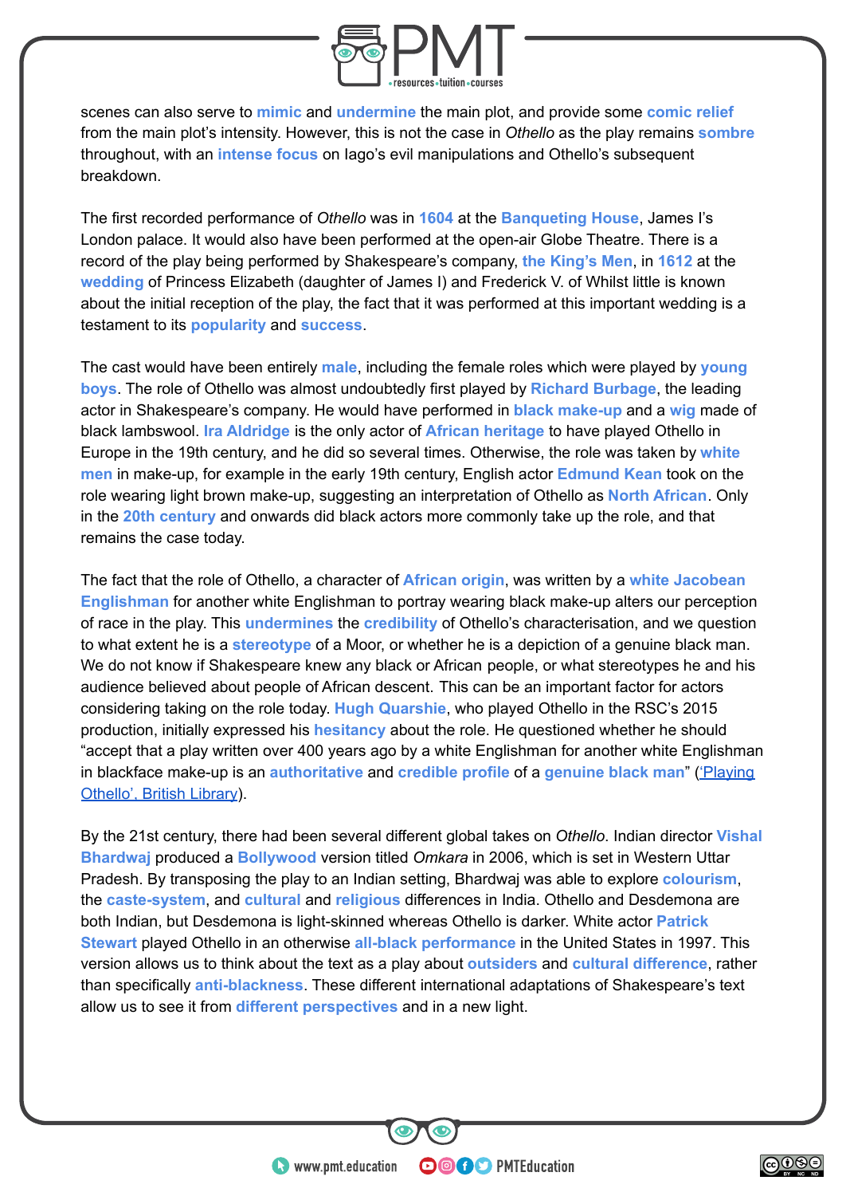scenes can also serve to **mimic** and **undermine** the main plot, and provide some **comic relief** from the main plot's intensity. However, this is not the case in *Othello* as the play remains **sombre** throughout, with an **intense focus** on Iago's evil manipulations and Othello's subsequent breakdown.

The first recorded performance of *Othello* was in **1604** at the **Banqueting House**, James I's London palace. It would also have been performed at the open-air Globe Theatre. There is a record of the play being performed by Shakespeare's company, **the King's Men**, in **1612** at the **wedding** of Princess Elizabeth (daughter of James I) and Frederick V. of Whilst little is known about the initial reception of the play, the fact that it was performed at this important wedding is a testament to its **popularity** and **success**.

The cast would have been entirely **male**, including the female roles which were played by **young boys**. The role of Othello was almost undoubtedly first played by **Richard Burbage**, the leading actor in Shakespeare's company. He would have performed in **black make-up** and a **wig** made of black lambswool. **Ira Aldridge** is the only actor of **African heritage** to have played Othello in Europe in the 19th century, and he did so several times. Otherwise, the role was taken by **white men** in make-up, for example in the early 19th century, English actor **Edmund Kean** took on the role wearing light brown make-up, suggesting an interpretation of Othello as **North African**. Only in the **20th century** and onwards did black actors more commonly take up the role, and that remains the case today.

The fact that the role of Othello, a character of **African origin**, was written by a **white Jacobean Englishman** for another white Englishman to portray wearing black make-up alters our perception of race in the play. This **undermines** the **credibility** of Othello's characterisation, and we question to what extent he is a **stereotype** of a Moor, or whether he is a depiction of a genuine black man. We do not know if Shakespeare knew any black or African people, or what stereotypes he and his audience believed about people of African descent. This can be an important factor for actors considering taking on the role today. **Hugh Quarshie**, who played Othello in the RSC's 2015 production, initially expressed his **hesitancy** about the role. He questioned whether he should "accept that a play written over 400 years ago by a white Englishman for another white Englishman in blackface make-up is an **authoritative** and **credible profile** of a **genuine black man**" ('Playing Othello', British Library).

By the 21st century, there had been several different global takes on *Othello*. Indian director **Vishal Bhardwaj** produced a **Bollywood** version titled *Omkara* in 2006, which is set in Western Uttar Pradesh. By transposing the play to an Indian setting, Bhardwaj was able to explore **colourism**, the **caste-system**, and **cultural** and **religious** differences in India. Othello and Desdemona are both Indian, but Desdemona is light-skinned whereas Othello is darker. White actor **Patrick Stewart** played Othello in an otherwise **all-black performance** in the United States in 1997. This version allows us to think about the text as a play about **outsiders** and **cultural difference**, rather than specifically **anti-blackness**. These different international adaptations of Shakespeare's text allow us to see it from **different perspectives** and in a new light.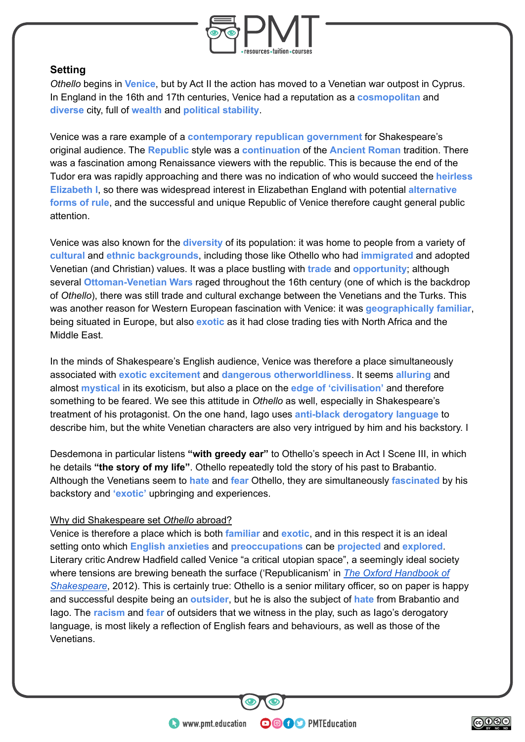## Setting

*Othello* begins in **Venice**, but by Act II the action has moved to a Venetian war outpost in Cyprus. In England in the 16th and 17th centuries, Venice had a reputation as a **cosmopolitan** and **diverse** city, full of **wealth** and **political stability**.

Venice was a rare example of a **contemporary republican government** for Shakespeare's original audience. The **Republic** style was a **continuation** of the **Ancient Roman** tradition. There was a fascination among Renaissance viewers with the republic. This is because the end of the Tudor era was rapidly approaching and there was no indication of who would succeed the **heirless Elizabeth I**, so there was widespread interest in Elizabethan England with potential **alternative forms of rule**, and the successful and unique Republic of Venice therefore caught general public attention.

Venice was also known for the **diversity** of its population: it was home to people from a variety of **cultural** and **ethnic backgrounds**, including those like Othello who had **immigrated** and adopted Venetian (and Christian) values. It was a place bustling with **trade** and **opportunity**; although several **Ottoman-Venetian Wars** raged throughout the 16th century (one of which is the backdrop of *Othello*), there was still trade and cultural exchange between the Venetians and the Turks. This was another reason for Western European fascination with Venice: it was **geographically familiar**, being situated in Europe, but also **exotic** as it had close trading ties with North Africa and the Middle East.

In the minds of Shakespeare's English audience, Venice was therefore a place simultaneously associated with **exotic excitement** and **dangerous otherworldliness**. It seems **alluring** and almost **mystical** in its exoticism, but also a place on the **edge of 'civilisation'** and therefore something to be feared. We see this attitude in *Othello* as well, especially in Shakespeare's treatment of his protagonist. On the one hand, Iago uses **anti-black derogatory language** to describe him, but the white Venetian characters are also very intrigued by him and his backstory. I

Desdemona in particular listens **"with greedy ear"** to Othello's speech in Act I Scene III, in which he details **"the story of my life"**. Othello repeatedly told the story of his past to Brabantio. Although the Venetians seem to **hate** and **fear** Othello, they are simultaneously **fascinated** by his backstory and **'exotic'** upbringing and experiences.

Why did Shakespeare set *Othello* abroad?

Venice is therefore a place which is both **familiar** and **exotic**, and in this respect it is an ideal setting onto which **English anxieties** and **preoccupations** can be **projected** and **explored**. Literary critic Andrew Hadfield called Venice "a critical utopian space", a seemingly ideal society where tensions are brewing beneath the surface ('Republicanism' in *The Oxford Handbook of Shakespeare*, 2012). This is certainly true: Othello is a senior military officer, so on paper is happy and successful despite being an **outsider**, but he is also the subject of **hate** from Brabantio and Iago. The **racism** and **fear** of outsiders that we witness in the play, such as Iago's derogatory language, is most likely a reflection of English fears and behaviours, as well as those of the Venetians.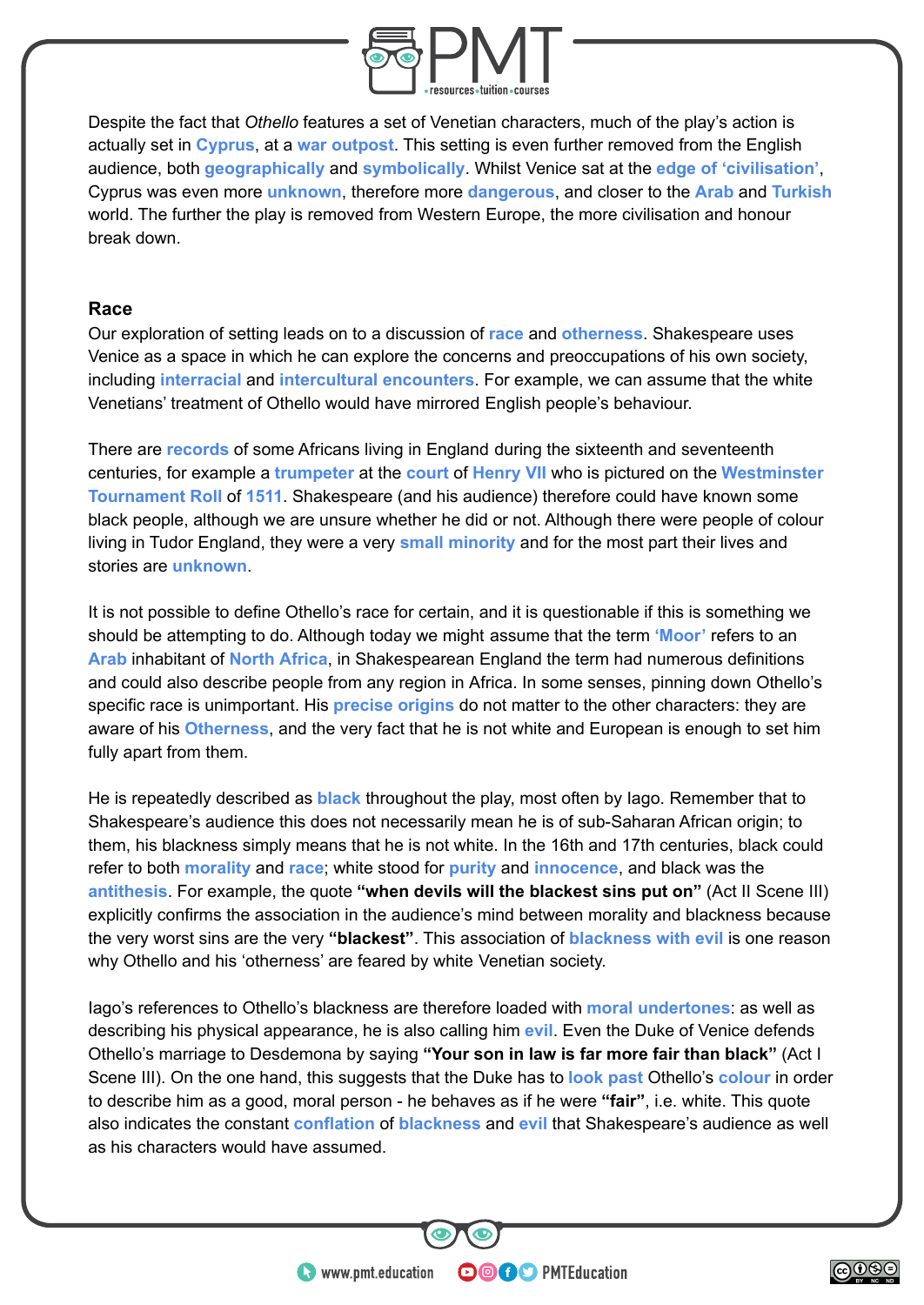Despite the fact that *Othello* features a set of Venetian characters, much of the play's action is actually set in **Cyprus**, at a **war outpost**. This setting is even further removed from the English audience, both **geographically** and **symbolically**. Whilst Venice sat at the **edge of 'civilisation'**, Cyprus was even more **unknown**, therefore more **dangerous**, and closer to the **Arab** and **Turkish** world. The further the play is removed from Western Europe, the more civilisation and honour break down.

## Race

Our exploration of setting leads on to a discussion of **race** and **otherness**. Shakespeare uses Venice as a space in which he can explore the concerns and preoccupations of his own society, including **interracial** and **intercultural encounters**. For example, we can assume that the white Venetians' treatment of Othello would have mirrored English people's behaviour.

There are **records** of some Africans living in England during the sixteenth and seventeenth centuries, for example a **trumpeter** at the **court** of **Henry VII** who is pictured on the **Westminster Tournament Roll** of **1511**. Shakespeare (and his audience) therefore could have known some black people, although we are unsure whether he did or not. Although there were people of colour living in Tudor England, they were a very **small minority** and for the most part their lives and stories are **unknown**.

It is not possible to define Othello's race for certain, and it is questionable if this is something we should be attempting to do. Although today we might assume that the term **'Moor'** refers to an **Arab** inhabitant of **North Africa**, in Shakespearean England the term had numerous definitions and could also describe people from any region in Africa. In some senses, pinning down Othello's specific race is unimportant. His **precise origins** do not matter to the other characters: they are aware of his **Otherness**, and the very fact that he is not white and European is enough to set him fully apart from them.

He is repeatedly described as **black** throughout the play, most often by Iago. Remember that to Shakespeare's audience this does not necessarily mean he is of sub-Saharan African origin; to them, his blackness simply means that he is not white. In the 16th and 17th centuries, black could refer to both **morality** and **race**; white stood for **purity** and **innocence**, and black was the **antithesis**. For example, the quote **"when devils will the blackest sins put on"** (Act II Scene III) explicitly confirms the association in the audience's mind between morality and blackness because the very worst sins are the very **"blackest"**. This association of **blackness with evil** is one reason why Othello and his 'otherness' are feared by white Venetian society.

Iago's references to Othello's blackness are therefore loaded with **moral undertones**: as well as describing his physical appearance, he is also calling him **evil**. Even the Duke of Venice defends Othello's marriage to Desdemona by saying **"Your son in law is far more fair than black"** (Act I Scene III). On the one hand, this suggests that the Duke has to **look past** Othello's **colour** in order to describe him as a good, moral person - he behaves as if he were **"fair"**, i.e. white. This quote also indicates the constant **conflation** of **blackness** and **evil** that Shakespeare's audience as well as his characters would have assumed.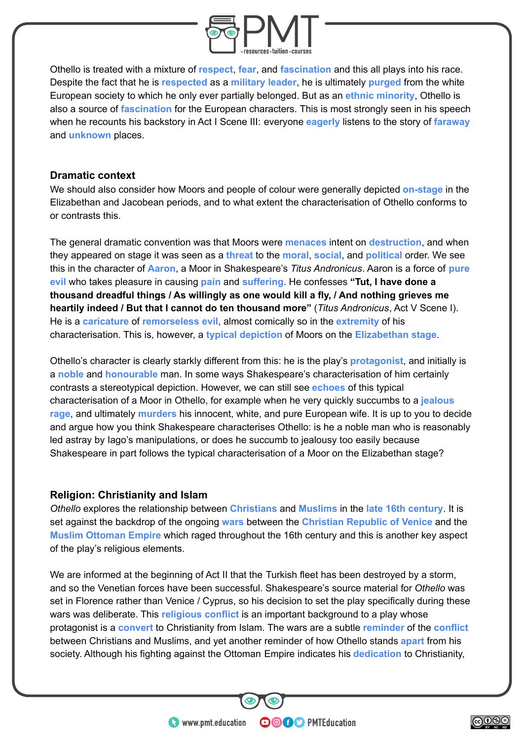Othello is treated with a mixture of **respect**, **fear**, and **fascination** and this all plays into his race. Despite the fact that he is **respected** as a **military leader**, he is ultimately **purged** from the white European society to which he only ever partially belonged. But as an **ethnic minority**, Othello is also a source of **fascination** for the European characters. This is most strongly seen in his speech when he recounts his backstory in Act I Scene III: everyone **eagerly** listens to the story of **faraway** and **unknown** places.

### Dramatic context

We should also consider how Moors and people of colour were generally depicted **on-stage** in the Elizabethan and Jacobean periods, and to what extent the characterisation of Othello conforms to or contrasts this.

The general dramatic convention was that Moors were **menaces** intent on **destruction**, and when they appeared on stage it was seen as a **threat** to the **moral**, **social**, and **political** order. We see this in the character of **Aaron**, a Moor in Shakespeare's *Titus Andronicus*. Aaron is a force of **pure evil** who takes pleasure in causing **pain** and **suffering**. He confesses **"Tut, I have done a thousand dreadful things / As willingly as one would kill a fly, / And nothing grieves me heartily indeed / But that I cannot do ten thousand more"** (*Titus Andronicus*, Act V Scene I). He is a **caricature** of **remorseless evil**, almost comically so in the **extremity** of his characterisation. This is, however, a **typical depiction** of Moors on the **Elizabethan stage**.

Othello's character is clearly starkly different from this: he is the play's **protagonist**, and initially is a **noble** and **honourable** man. In some ways Shakespeare's characterisation of him certainly contrasts a stereotypical depiction. However, we can still see **echoes** of this typical characterisation of a Moor in Othello, for example when he very quickly succumbs to a **jealous rage**, and ultimately **murders** his innocent, white, and pure European wife. It is up to you to decide and argue how you think Shakespeare characterises Othello: is he a noble man who is reasonably led astray by Iago's manipulations, or does he succumb to jealousy too easily because Shakespeare in part follows the typical characterisation of a Moor on the Elizabethan stage?

### Religion: Christianity and Islam

*Othello* explores the relationship between **Christians** and **Muslims** in the **late 16th century**. It is set against the backdrop of the ongoing **wars** between the **Christian Republic of Venice** and the **Muslim Ottoman Empire** which raged throughout the 16th century and this is another key aspect of the play's religious elements.

We are informed at the beginning of Act II that the Turkish fleet has been destroyed by a storm, and so the Venetian forces have been successful. Shakespeare's source material for *Othello* was set in Florence rather than Venice / Cyprus, so his decision to set the play specifically during these wars was deliberate. This **religious conflict** is an important background to a play whose protagonist is a **convert** to Christianity from Islam. The wars are a subtle **reminder** of the **conflict** between Christians and Muslims, and yet another reminder of how Othello stands **apart** from his society. Although his fighting against the Ottoman Empire indicates his **dedication** to Christianity,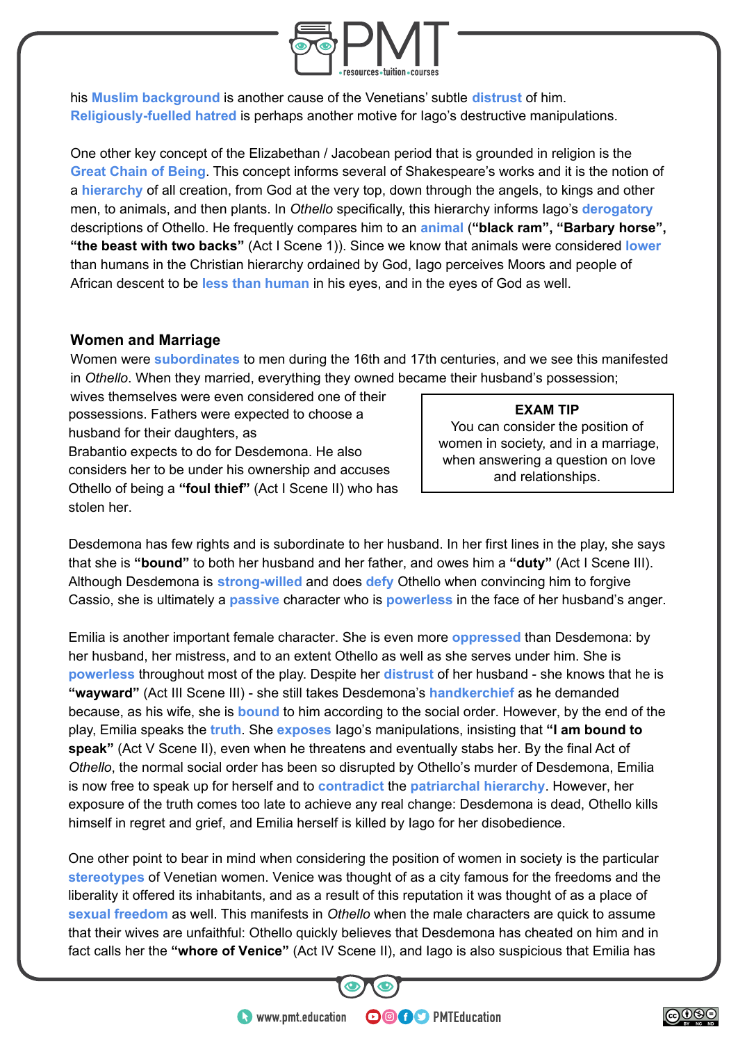his **Muslim background** is another cause of the Venetians' subtle **distrust** of him. **Religiously-fuelled hatred** is perhaps another motive for Iago's destructive manipulations.

One other key concept of the Elizabethan / Jacobean period that is grounded in religion is the **Great Chain of Being**. This concept informs several of Shakespeare's works and it is the notion of a **hierarchy** of all creation, from God at the very top, down through the angels, to kings and other men, to animals, and then plants. In *Othello* specifically, this hierarchy informs Iago's **derogatory** descriptions of Othello. He frequently compares him to an **animal** (**"black ram", "Barbary horse", "the beast with two backs"** (Act I Scene 1)). Since we know that animals were considered **lower** than humans in the Christian hierarchy ordained by God, Iago perceives Moors and people of African descent to be **less than human** in his eyes, and in the eyes of God as well.

### Women and Marriage

Women were **subordinates** to men during the 16th and 17th centuries, and we see this manifested in *Othello*. When they married, everything they owned became their husband's possession; wives themselves were even considered one of their possessions. Fathers were expected to choose a husband for their daughters, as Brabantio expects to do for Desdemona. He also considers her to be under his ownership and accuses Othello of being a **"foul thief"** (Act I Scene II) who has stolen her.

> **EXAM TIP**
> You can consider the position of women in society, and in a marriage, when answering a question on love and relationships.

Desdemona has few rights and is subordinate to her husband. In her first lines in the play, she says that she is **"bound"** to both her husband and her father, and owes him a **"duty"** (Act I Scene III). Although Desdemona is **strong-willed** and does **defy** Othello when convincing him to forgive Cassio, she is ultimately a **passive** character who is **powerless** in the face of her husband's anger.

Emilia is another important female character. She is even more **oppressed** than Desdemona: by her husband, her mistress, and to an extent Othello as well as she serves under him. She is **powerless** throughout most of the play. Despite her **distrust** of her husband - she knows that he is **"wayward"** (Act III Scene III) - she still takes Desdemona's **handkerchief** as he demanded because, as his wife, she is **bound** to him according to the social order. However, by the end of the play, Emilia speaks the **truth**. She **exposes** Iago's manipulations, insisting that **"I am bound to speak"** (Act V Scene II), even when he threatens and eventually stabs her. By the final Act of *Othello*, the normal social order has been so disrupted by Othello's murder of Desdemona, Emilia is now free to speak up for herself and to **contradict** the **patriarchal hierarchy**. However, her exposure of the truth comes too late to achieve any real change: Desdemona is dead, Othello kills himself in regret and grief, and Emilia herself is killed by Iago for her disobedience.

One other point to bear in mind when considering the position of women in society is the particular **stereotypes** of Venetian women. Venice was thought of as a city famous for the freedoms and the liberality it offered its inhabitants, and as a result of this reputation it was thought of as a place of **sexual freedom** as well. This manifests in *Othello* when the male characters are quick to assume that their wives are unfaithful: Othello quickly believes that Desdemona has cheated on him and in fact calls her the **"whore of Venice"** (Act IV Scene II), and Iago is also suspicious that Emilia has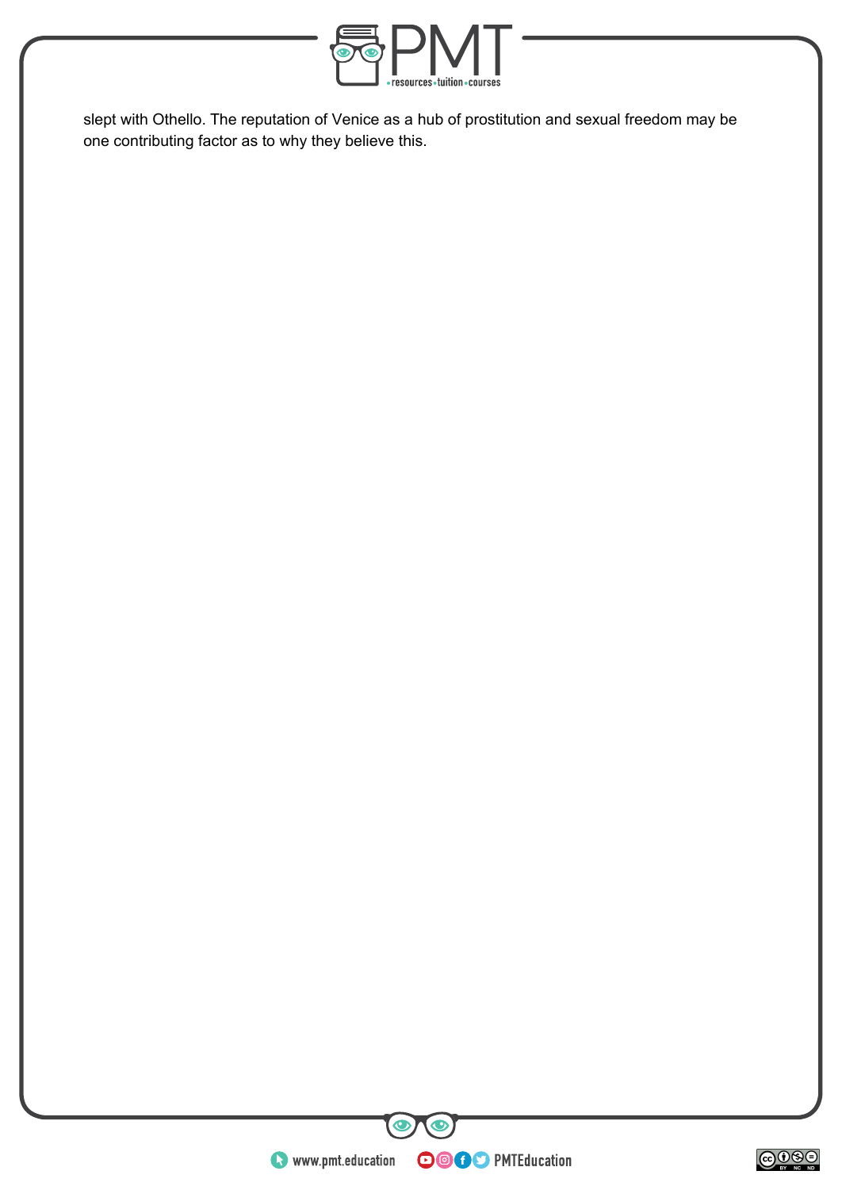slept with Othello. The reputation of Venice as a hub of prostitution and sexual freedom may be one contributing factor as to why they believe this.